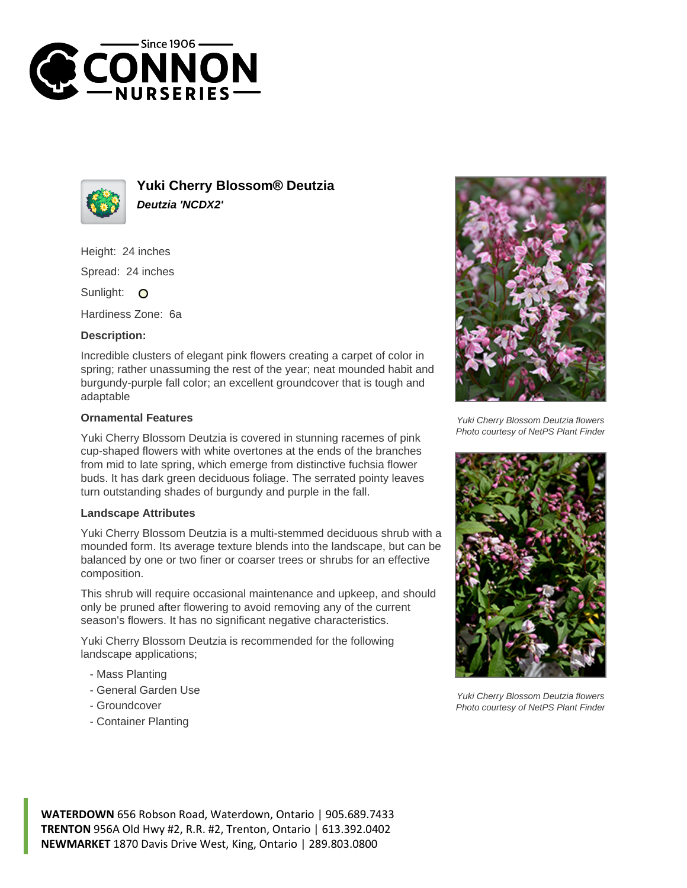# Yuki Cherry Blossom® Deutzia

***Deutzia 'NCDX2'***

Height: 24 inches

Spread: 24 inches

Sunlight:

Hardiness Zone: 6a

**Description:**

Incredible clusters of elegant pink flowers creating a carpet of color in spring; rather unassuming the rest of the year; neat mounded habit and burgundy-purple fall color; an excellent groundcover that is tough and adaptable

### Ornamental Features

Yuki Cherry Blossom Deutzia is covered in stunning racemes of pink cup-shaped flowers with white overtones at the ends of the branches from mid to late spring, which emerge from distinctive fuchsia flower buds. It has dark green deciduous foliage. The serrated pointy leaves turn outstanding shades of burgundy and purple in the fall.

### Landscape Attributes

Yuki Cherry Blossom Deutzia is a multi-stemmed deciduous shrub with a mounded form. Its average texture blends into the landscape, but can be balanced by one or two finer or coarser trees or shrubs for an effective composition.

This shrub will require occasional maintenance and upkeep, and should only be pruned after flowering to avoid removing any of the current season's flowers. It has no significant negative characteristics.

Yuki Cherry Blossom Deutzia is recommended for the following landscape applications;

- Mass Planting
- General Garden Use
- Groundcover
- Container Planting

*Yuki Cherry Blossom Deutzia flowers*
*Photo courtesy of NetPS Plant Finder*

*Yuki Cherry Blossom Deutzia flowers*
*Photo courtesy of NetPS Plant Finder*

**WATERDOWN** 656 Robson Road, Waterdown, Ontario | 905.689.7433
**TRENTON** 956A Old Hwy #2, R.R. #2, Trenton, Ontario | 613.392.0402
**NEWMARKET** 1870 Davis Drive West, King, Ontario | 289.803.0800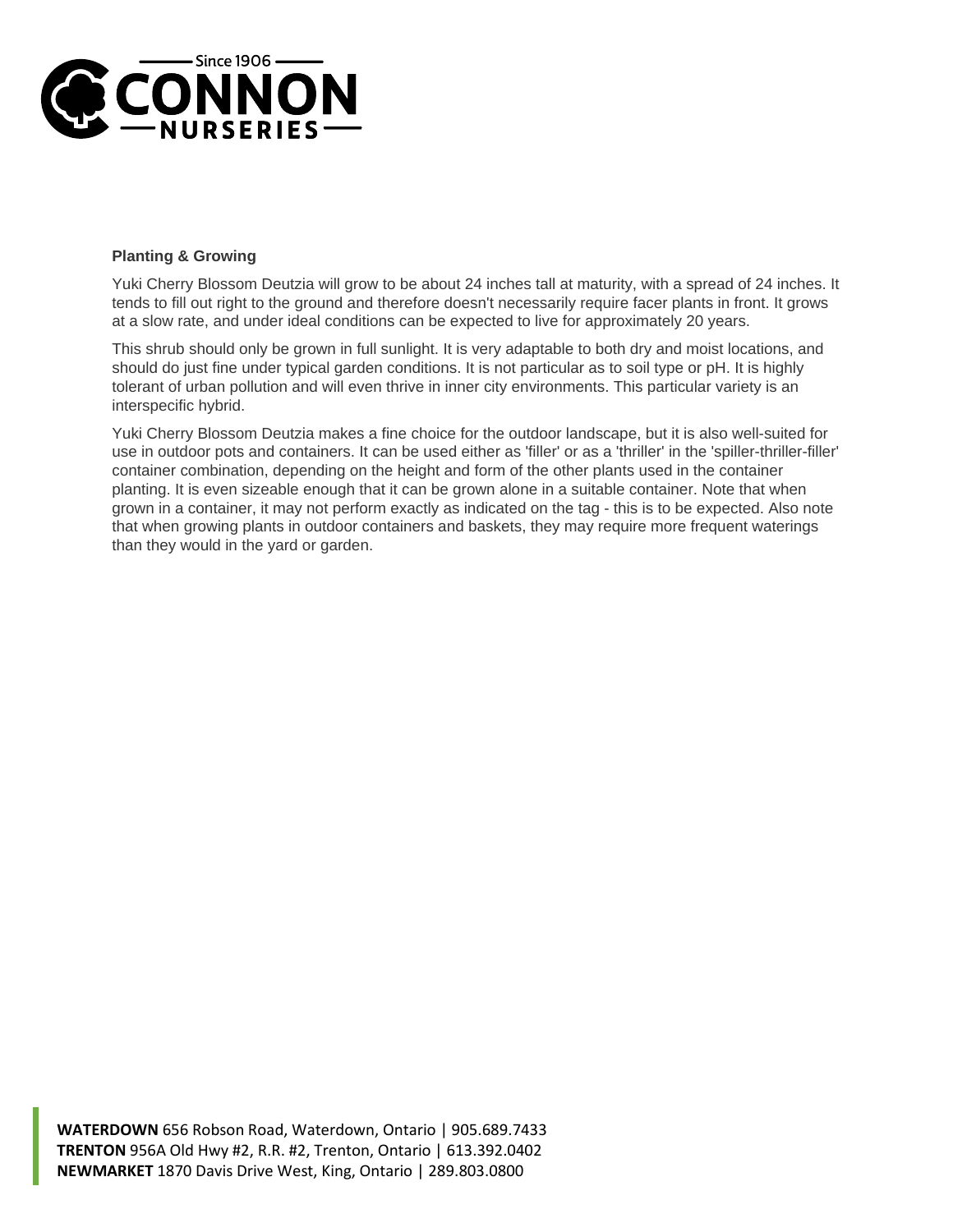## Planting & Growing

Yuki Cherry Blossom Deutzia will grow to be about 24 inches tall at maturity, with a spread of 24 inches. It tends to fill out right to the ground and therefore doesn't necessarily require facer plants in front. It grows at a slow rate, and under ideal conditions can be expected to live for approximately 20 years.

This shrub should only be grown in full sunlight. It is very adaptable to both dry and moist locations, and should do just fine under typical garden conditions. It is not particular as to soil type or pH. It is highly tolerant of urban pollution and will even thrive in inner city environments. This particular variety is an interspecific hybrid.

Yuki Cherry Blossom Deutzia makes a fine choice for the outdoor landscape, but it is also well-suited for use in outdoor pots and containers. It can be used either as 'filler' or as a 'thriller' in the 'spiller-thriller-filler' container combination, depending on the height and form of the other plants used in the container planting. It is even sizeable enough that it can be grown alone in a suitable container. Note that when grown in a container, it may not perform exactly as indicated on the tag - this is to be expected. Also note that when growing plants in outdoor containers and baskets, they may require more frequent waterings than they would in the yard or garden.